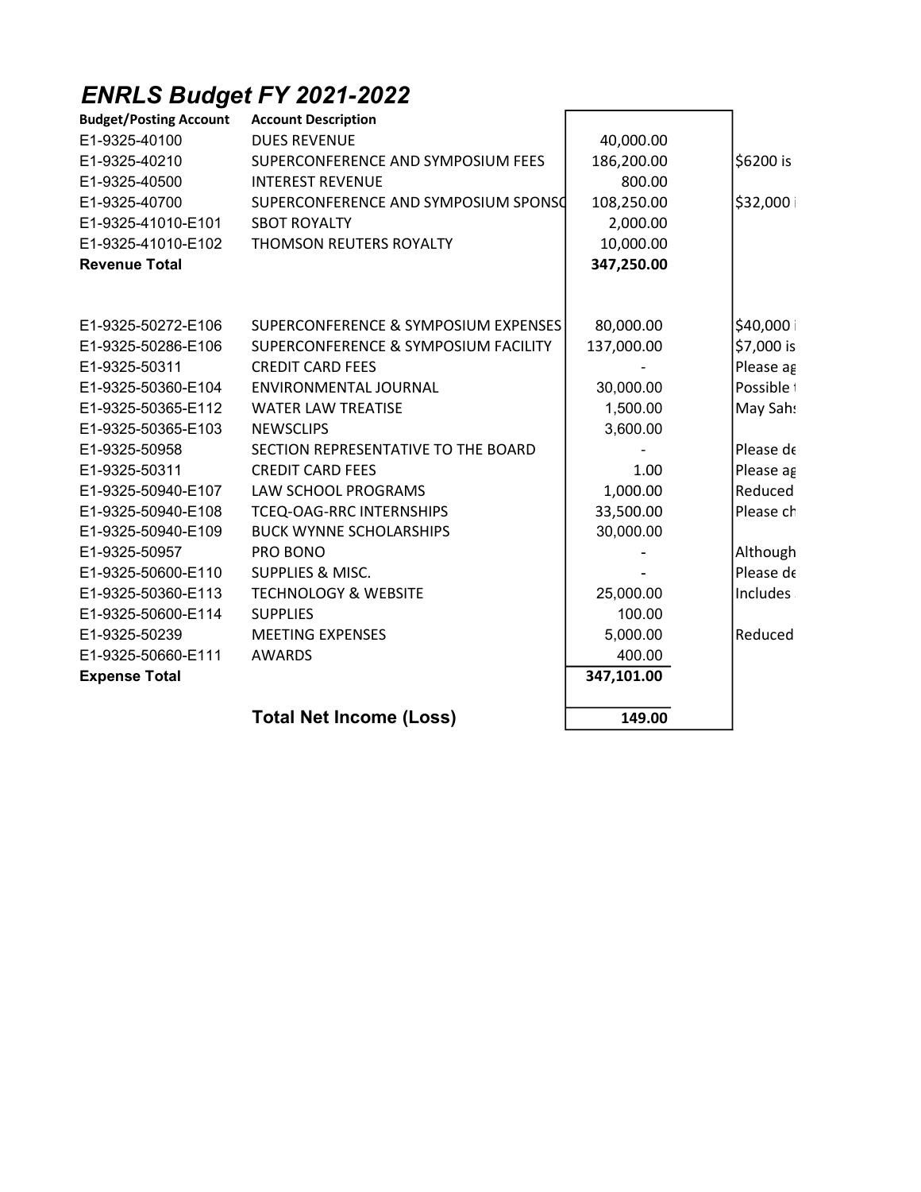# *ENRLS Budget FY 2021-2022*

| Budget/Posting Account | Account Description | | |
|---|---|---|---|
| E1-9325-40100 | DUES REVENUE | 40,000.00 | |
| E1-9325-40210 | SUPERCONFERENCE AND SYMPOSIUM FEES | 186,200.00 | $6200 is |
| E1-9325-40500 | INTEREST REVENUE | 800.00 | |
| E1-9325-40700 | SUPERCONFERENCE AND SYMPOSIUM SPONSO | 108,250.00 | $32,000 i |
| E1-9325-41010-E101 | SBOT ROYALTY | 2,000.00 | |
| E1-9325-41010-E102 | THOMSON REUTERS ROYALTY | 10,000.00 | |
| **Revenue Total** | | **347,250.00** | |
| | | | |
| E1-9325-50272-E106 | SUPERCONFERENCE & SYMPOSIUM EXPENSES | 80,000.00 | $40,000 i |
| E1-9325-50286-E106 | SUPERCONFERENCE & SYMPOSIUM FACILITY | 137,000.00 | $7,000 is |
| E1-9325-50311 | CREDIT CARD FEES | - | Please ag |
| E1-9325-50360-E104 | ENVIRONMENTAL JOURNAL | 30,000.00 | Possible t |
| E1-9325-50365-E112 | WATER LAW TREATISE | 1,500.00 | May Sahs |
| E1-9325-50365-E103 | NEWSCLIPS | 3,600.00 | |
| E1-9325-50958 | SECTION REPRESENTATIVE TO THE BOARD | - | Please de |
| E1-9325-50311 | CREDIT CARD FEES | 1.00 | Please ag |
| E1-9325-50940-E107 | LAW SCHOOL PROGRAMS | 1,000.00 | Reduced |
| E1-9325-50940-E108 | TCEQ-OAG-RRC INTERNSHIPS | 33,500.00 | Please ch |
| E1-9325-50940-E109 | BUCK WYNNE SCHOLARSHIPS | 30,000.00 | |
| E1-9325-50957 | PRO BONO | - | Although |
| E1-9325-50600-E110 | SUPPLIES & MISC. | - | Please de |
| E1-9325-50360-E113 | TECHNOLOGY & WEBSITE | 25,000.00 | Includes |
| E1-9325-50600-E114 | SUPPLIES | 100.00 | |
| E1-9325-50239 | MEETING EXPENSES | 5,000.00 | Reduced |
| E1-9325-50660-E111 | AWARDS | 400.00 | |
| **Expense Total** | | **347,101.00** | |
| | **Total Net Income (Loss)** | **149.00** | |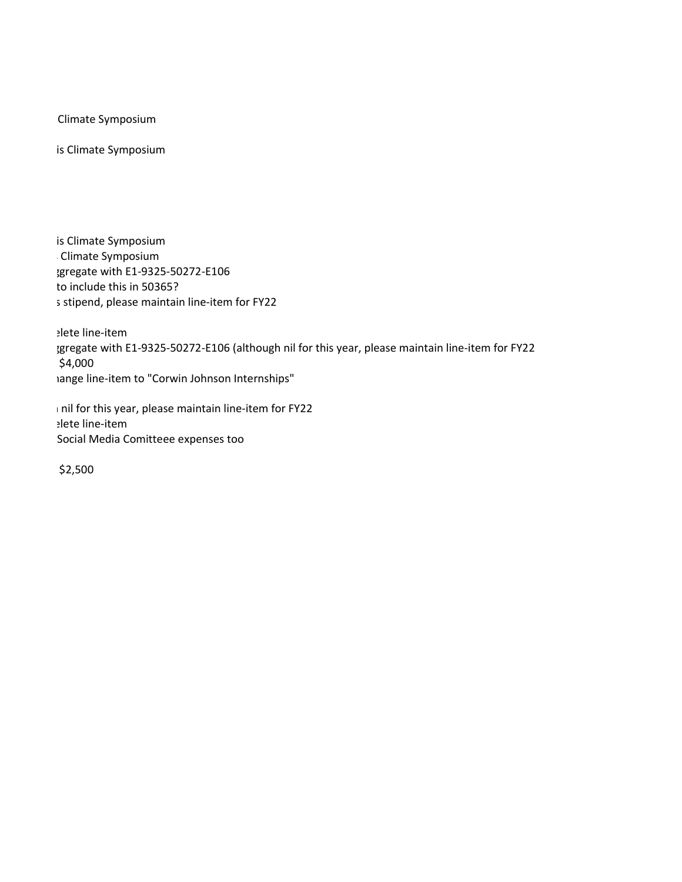Climate Symposium

is Climate Symposium

is Climate Symposium
Climate Symposium
ggregate with E1-9325-50272-E106
to include this in 50365?
s stipend, please maintain line-item for FY22

elete line-item
ggregate with E1-9325-50272-E106 (although nil for this year, please maintain line-item for FY22
$4,000
hange line-item to "Corwin Johnson Internships"

nil for this year, please maintain line-item for FY22
elete line-item
Social Media Comitteee expenses too

$2,500